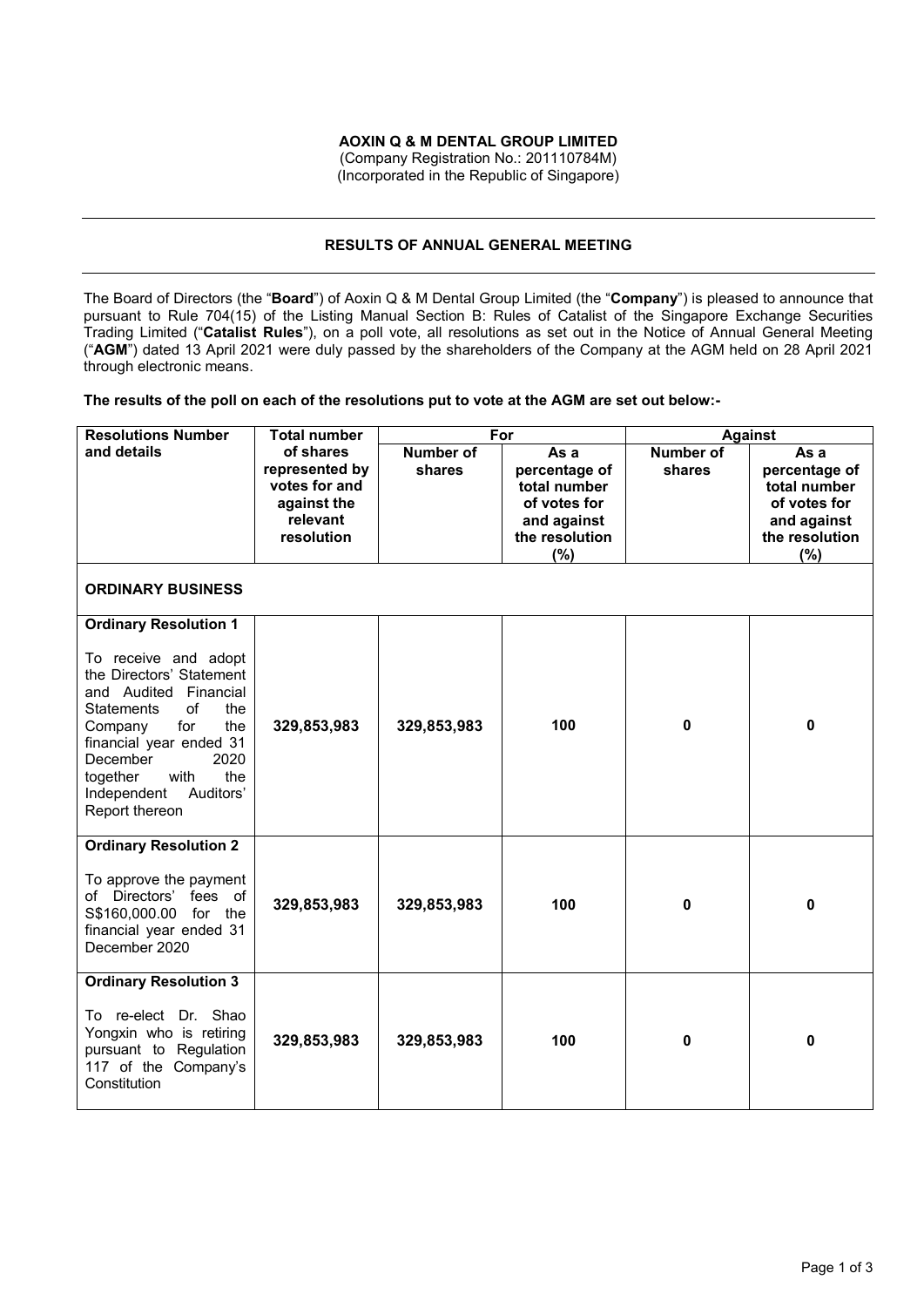**AOXIN Q & M DENTAL GROUP LIMITED**
(Company Registration No.: 201110784M)
(Incorporated in the Republic of Singapore)

---

**RESULTS OF ANNUAL GENERAL MEETING**

---

The Board of Directors (the "**Board**") of Aoxin Q & M Dental Group Limited (the "**Company**") is pleased to announce that pursuant to Rule 704(15) of the Listing Manual Section B: Rules of Catalist of the Singapore Exchange Securities Trading Limited ("**Catalist Rules**"), on a poll vote, all resolutions as set out in the Notice of Annual General Meeting ("**AGM**") dated 13 April 2021 were duly passed by the shareholders of the Company at the AGM held on 28 April 2021 through electronic means.

**The results of the poll on each of the resolutions put to vote at the AGM are set out below:-**

| Resolutions Number and details | Total number of shares represented by votes for and against the relevant resolution | For | | Against | |
|---|---|---|---|---|---|
| | | Number of shares | As a percentage of total number of votes for and against the resolution (%) | Number of shares | As a percentage of total number of votes for and against the resolution (%) |
| **ORDINARY BUSINESS** | | | | | |
| **Ordinary Resolution 1**<br>To receive and adopt the Directors' Statement and Audited Financial Statements of the Company for the financial year ended 31 December 2020 together with the Independent Auditors' Report thereon | 329,853,983 | 329,853,983 | 100 | 0 | 0 |
| **Ordinary Resolution 2**<br>To approve the payment of Directors' fees of S$160,000.00 for the financial year ended 31 December 2020 | 329,853,983 | 329,853,983 | 100 | 0 | 0 |
| **Ordinary Resolution 3**<br>To re-elect Dr. Shao Yongxin who is retiring pursuant to Regulation 117 of the Company's Constitution | 329,853,983 | 329,853,983 | 100 | 0 | 0 |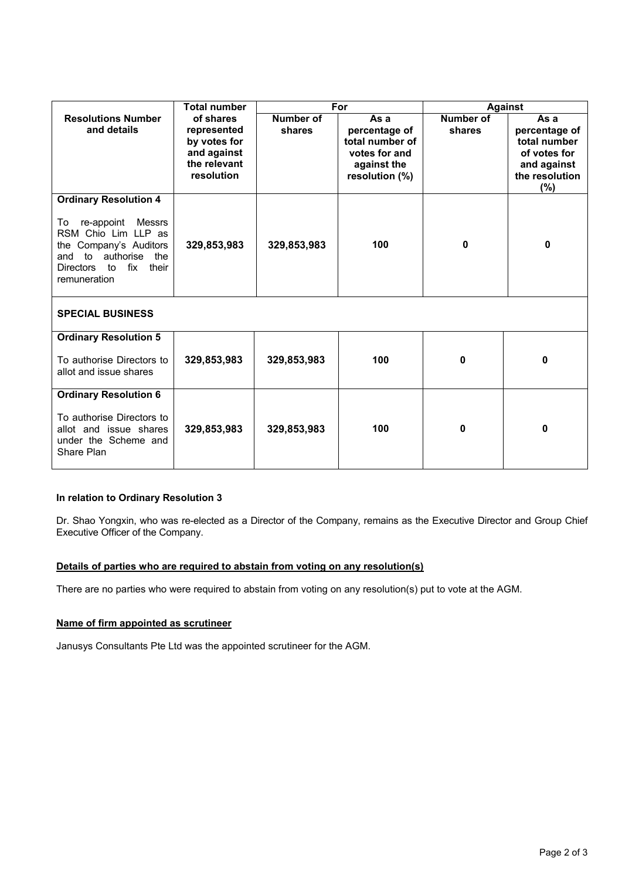| Resolutions Number and details | Total number of shares represented by votes for and against the relevant resolution | For | | Against | |
|---|---|---|---|---|---|
| | | Number of shares | As a percentage of total number of votes for and against the resolution (%) | Number of shares | As a percentage of total number of votes for and against the resolution (%) |
| **Ordinary Resolution 4**<br><br>To re-appoint Messrs RSM Chio Lim LLP as the Company's Auditors and to authorise the Directors to fix their remuneration | **329,853,983** | **329,853,983** | **100** | **0** | **0** |
| **SPECIAL BUSINESS** | | | | | |
| **Ordinary Resolution 5**<br><br>To authorise Directors to allot and issue shares | **329,853,983** | **329,853,983** | **100** | **0** | **0** |
| **Ordinary Resolution 6**<br><br>To authorise Directors to allot and issue shares under the Scheme and Share Plan | **329,853,983** | **329,853,983** | **100** | **0** | **0** |

**In relation to Ordinary Resolution 3**

Dr. Shao Yongxin, who was re-elected as a Director of the Company, remains as the Executive Director and Group Chief Executive Officer of the Company.

**Details of parties who are required to abstain from voting on any resolution(s)**

There are no parties who were required to abstain from voting on any resolution(s) put to vote at the AGM.

**Name of firm appointed as scrutineer**

Janusys Consultants Pte Ltd was the appointed scrutineer for the AGM.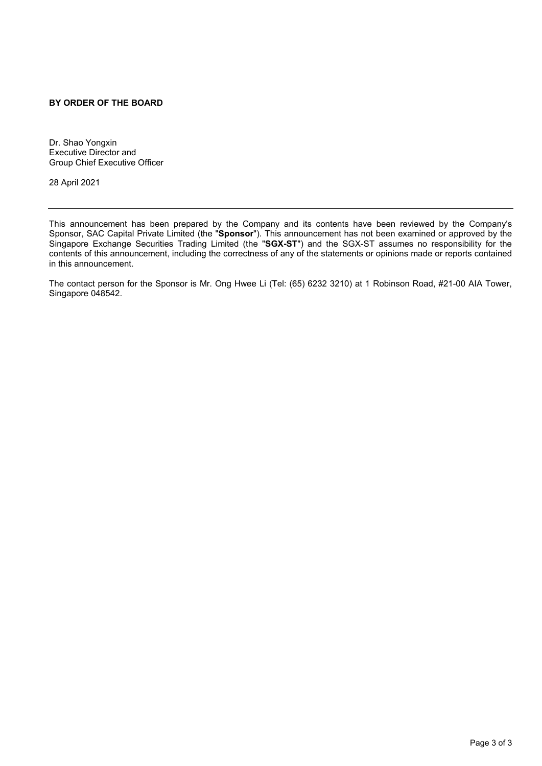**BY ORDER OF THE BOARD**

Dr. Shao Yongxin
Executive Director and
Group Chief Executive Officer

28 April 2021

---

This announcement has been prepared by the Company and its contents have been reviewed by the Company's Sponsor, SAC Capital Private Limited (the "**Sponsor**"). This announcement has not been examined or approved by the Singapore Exchange Securities Trading Limited (the "**SGX-ST**") and the SGX-ST assumes no responsibility for the contents of this announcement, including the correctness of any of the statements or opinions made or reports contained in this announcement.

The contact person for the Sponsor is Mr. Ong Hwee Li (Tel: (65) 6232 3210) at 1 Robinson Road, #21-00 AIA Tower, Singapore 048542.